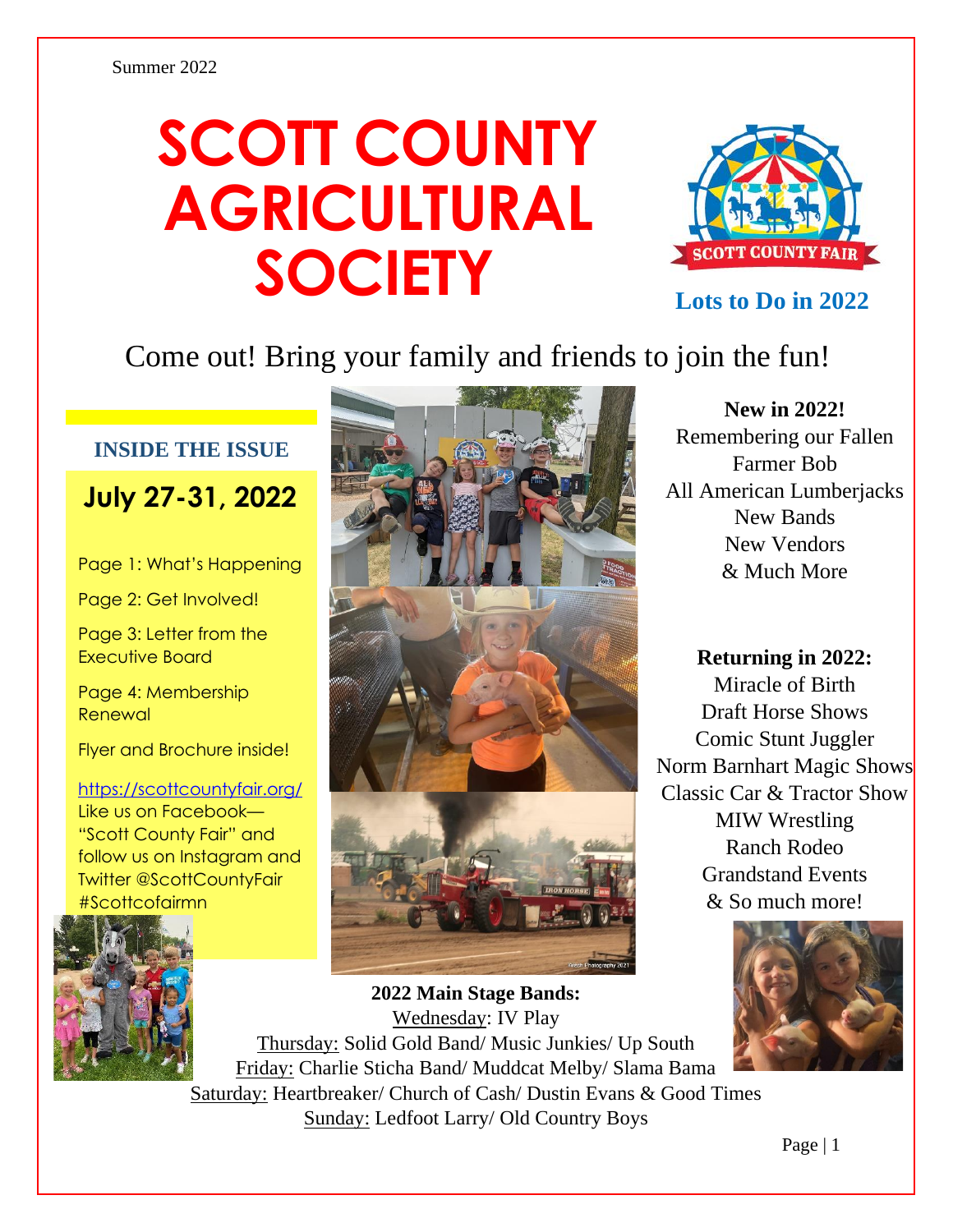Summer 2022

# SCOTT COUNTY AGRICULTURAL SOCIETY

**Lots to Do in 2022**

Come out! Bring your family and friends to join the fun!

### INSIDE THE ISSUE

## July 27-31, 2022

Page 1: What's Happening

Page 2: Get Involved!

Page 3: Letter from the Executive Board

Page 4: Membership Renewal

Flyer and Brochure inside!

https://scottcountyfair.org/
Like us on Facebook—"Scott County Fair" and follow us on Instagram and Twitter @ScottCountyFair #Scottcofairmn

**New in 2022!**
Remembering our Fallen Farmer Bob
All American Lumberjacks
New Bands
New Vendors
& Much More

**Returning in 2022:**
Miracle of Birth
Draft Horse Shows
Comic Stunt Juggler
Norm Barnhart Magic Shows
Classic Car & Tractor Show
MIW Wrestling
Ranch Rodeo
Grandstand Events
& So much more!

**2022 Main Stage Bands:**

Wednesday: IV Play

Thursday: Solid Gold Band/ Music Junkies/ Up South

Friday: Charlie Sticha Band/ Muddcat Melby/ Slama Bama

Saturday: Heartbreaker/ Church of Cash/ Dustin Evans & Good Times

Sunday: Ledfoot Larry/ Old Country Boys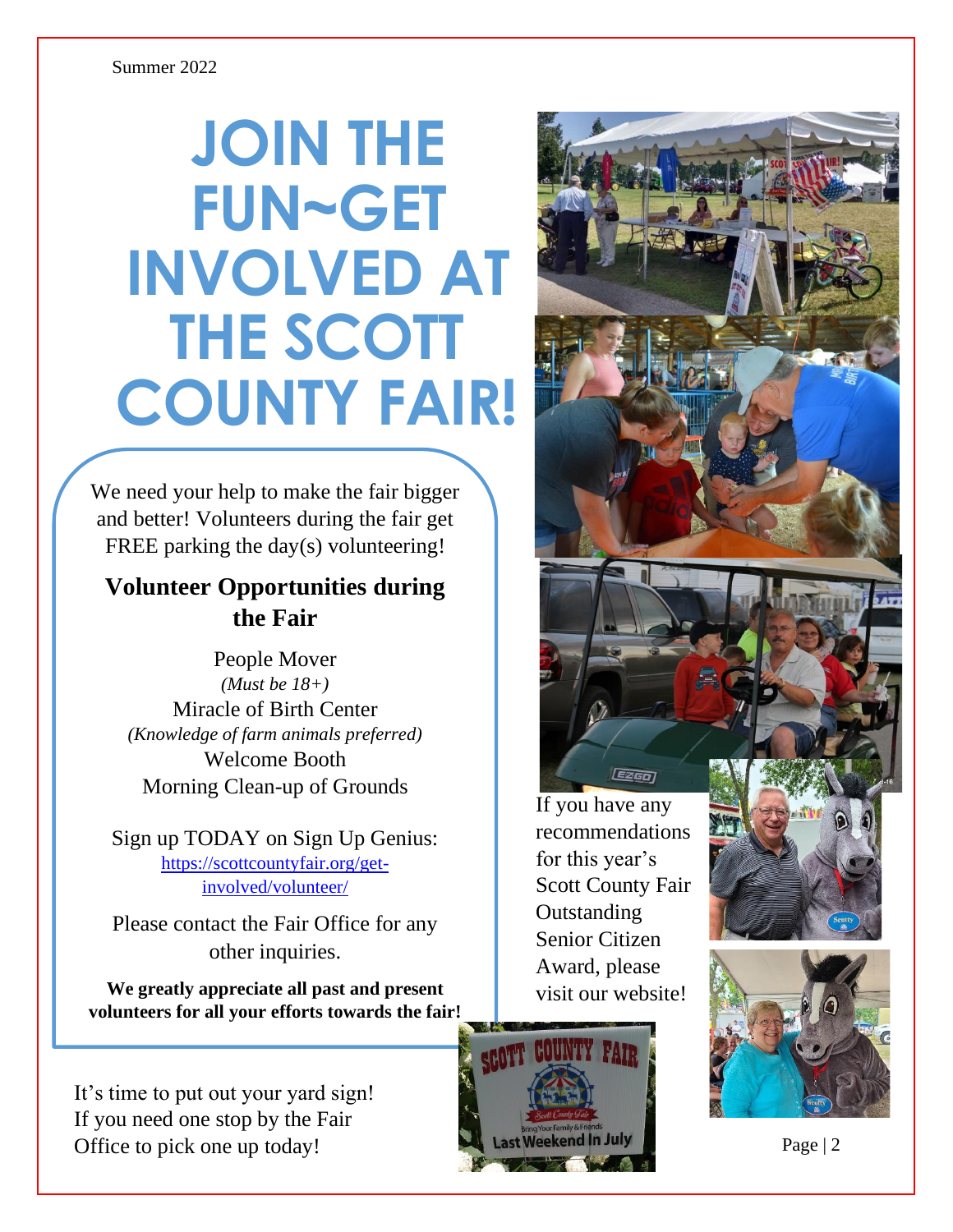Summer 2022

# JOIN THE FUN~GET INVOLVED AT THE SCOTT COUNTY FAIR!

We need your help to make the fair bigger and better! Volunteers during the fair get FREE parking the day(s) volunteering!

## Volunteer Opportunities during the Fair

People Mover
*(Must be 18+)*
Miracle of Birth Center
*(Knowledge of farm animals preferred)*
Welcome Booth
Morning Clean-up of Grounds

Sign up TODAY on Sign Up Genius:
[https://scottcountyfair.org/get-involved/volunteer/](https://scottcountyfair.org/get-involved/volunteer/)

Please contact the Fair Office for any other inquiries.

**We greatly appreciate all past and present volunteers for all your efforts towards the fair!**

If you have any recommendations for this year's Scott County Fair Outstanding Senior Citizen Award, please visit our website!

It's time to put out your yard sign! If you need one stop by the Fair Office to pick one up today!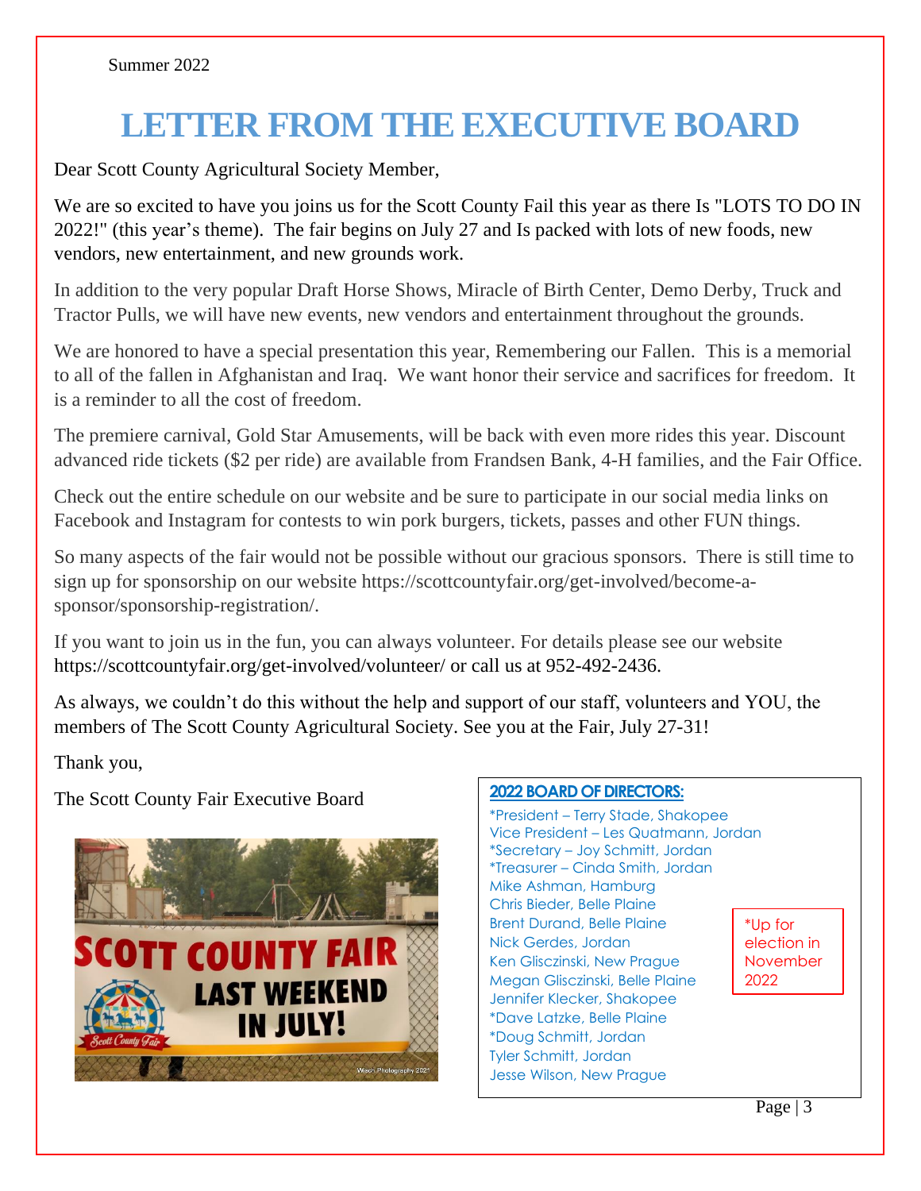Summer 2022

# LETTER FROM THE EXECUTIVE BOARD

Dear Scott County Agricultural Society Member,

We are so excited to have you joins us for the Scott County Fail this year as there Is "LOTS TO DO IN 2022!" (this year's theme). The fair begins on July 27 and Is packed with lots of new foods, new vendors, new entertainment, and new grounds work.

In addition to the very popular Draft Horse Shows, Miracle of Birth Center, Demo Derby, Truck and Tractor Pulls, we will have new events, new vendors and entertainment throughout the grounds.

We are honored to have a special presentation this year, Remembering our Fallen. This is a memorial to all of the fallen in Afghanistan and Iraq. We want honor their service and sacrifices for freedom. It is a reminder to all the cost of freedom.

The premiere carnival, Gold Star Amusements, will be back with even more rides this year. Discount advanced ride tickets ($2 per ride) are available from Frandsen Bank, 4-H families, and the Fair Office.

Check out the entire schedule on our website and be sure to participate in our social media links on Facebook and Instagram for contests to win pork burgers, tickets, passes and other FUN things.

So many aspects of the fair would not be possible without our gracious sponsors. There is still time to sign up for sponsorship on our website https://scottcountyfair.org/get-involved/become-a-sponsor/sponsorship-registration/.

If you want to join us in the fun, you can always volunteer. For details please see our website https://scottcountyfair.org/get-involved/volunteer/ or call us at 952-492-2436.

As always, we couldn't do this without the help and support of our staff, volunteers and YOU, the members of The Scott County Agricultural Society. See you at the Fair, July 27-31!

Thank you,

The Scott County Fair Executive Board

## 2022 BOARD OF DIRECTORS:

*President – Terry Stade, Shakopee
Vice President – Les Quatmann, Jordan
*Secretary – Joy Schmitt, Jordan
*Treasurer – Cinda Smith, Jordan
Mike Ashman, Hamburg
Chris Bieder, Belle Plaine
Brent Durand, Belle Plaine
Nick Gerdes, Jordan
Ken Glisczinski, New Prague
Megan Glisczinski, Belle Plaine
Jennifer Klecker, Shakopee
*Dave Latzke, Belle Plaine
*Doug Schmitt, Jordan
Tyler Schmitt, Jordan
Jesse Wilson, New Prague

*Up for election in November 2022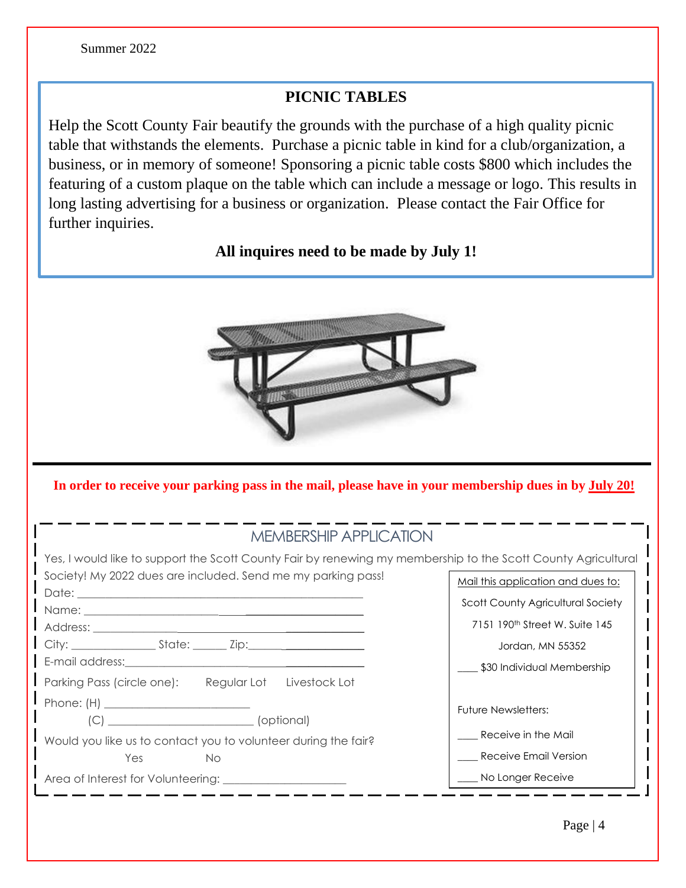Summer 2022

## PICNIC TABLES

Help the Scott County Fair beautify the grounds with the purchase of a high quality picnic table that withstands the elements. Purchase a picnic table in kind for a club/organization, a business, or in memory of someone! Sponsoring a picnic table costs $800 which includes the featuring of a custom plaque on the table which can include a message or logo. This results in long lasting advertising for a business or organization. Please contact the Fair Office for further inquiries.

**All inquires need to be made by July 1!**

**In order to receive your parking pass in the mail, please have in your membership dues in by July 20!**

## MEMBERSHIP APPLICATION

Yes, I would like to support the Scott County Fair by renewing my membership to the Scott County Agricultural Society! My 2022 dues are included. Send me my parking pass!

Date: ______________________________

Name: ______________________________

Address: ______________________________

City: ____________ State: _____ Zip: ____________

E-mail address: ______________________________

Parking Pass (circle one): Regular Lot Livestock Lot

Phone: (H) ____________________

(C) ____________________ (optional)

Would you like us to contact you to volunteer during the fair?

Yes No

Area of Interest for Volunteering: ____________________

Mail this application and dues to:

Scott County Agricultural Society

7151 190th Street W. Suite 145

Jordan, MN 55352

____ $30 Individual Membership

Future Newsletters:

____ Receive in the Mail

____ Receive Email Version

____ No Longer Receive